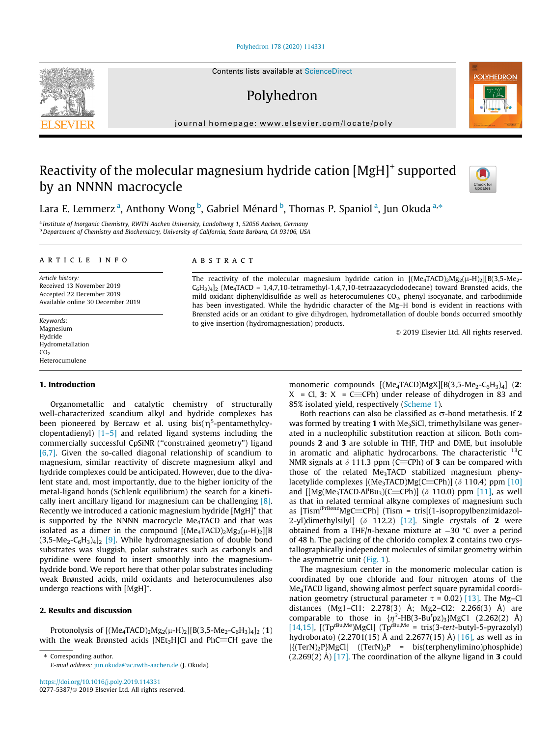# Reactivity of the molecular magnesium hydride cation $[MgH]^+$ supported by an NNNN macrocycle

Lara E. Lemmerz [a], Anthony Wong [b], Gabriel Ménard [b], Thomas P. Spaniol [a], Jun Okuda [a,*]

[a] Institute of Inorganic Chemistry, RWTH Aachen University, Landoltweg 1, 52056 Aachen, Germany
[b] Department of Chemistry and Biochemistry, University of California, Santa Barbara, CA 93106, USA

## ARTICLE INFO

*Article history:*
Received 13 November 2019
Accepted 22 December 2019
Available online 30 December 2019

*Keywords:*
Magnesium
Hydride
Hydrometallation
$CO_2$
Heterocumulene

## ABSTRACT

The reactivity of the molecular magnesium hydride cation in $[(Me_4TACD)_2Mg_2(\mu\text{-}H)_2][B(3,5\text{-}Me_2\text{-}C_6H_3)_4]_2$ ($Me_4TACD$ = 1,4,7,10-tetramethyl-1,4,7,10-tetraazacyclododecane) toward Brønsted acids, the mild oxidant diphenyldisulfide as well as heterocumulenes $CO_2$, phenyl isocyanate, and carbodiimide has been investigated. While the hydridic character of the Mg–H bond is evident in reactions with Brønsted acids or an oxidant to give dihydrogen, hydrometallation of double bonds occurred smoothly to give insertion (hydromagnesiation) products.

© 2019 Elsevier Ltd. All rights reserved.

## 1. Introduction

Organometallic and catalytic chemistry of structurally well-characterized scandium alkyl and hydride complexes has been pioneered by Bercaw et al. using bis($\eta^5$-pentamethylcyclopentadienyl) [1–5] and related ligand systems including the commercially successful CpSiNR ("constrained geometry") ligand [6,7]. Given the so-called diagonal relationship of scandium to magnesium, similar reactivity of discrete magnesium alkyl and hydride complexes could be anticipated. However, due to the divalent state and, most importantly, due to the higher ionicity of the metal-ligand bonds (Schlenk equilibrium) the search for a kinetically inert ancillary ligand for magnesium can be challenging [8]. Recently we introduced a cationic magnesium hydride $[MgH]^+$ that is supported by the NNNN macrocycle $Me_4TACD$ and that was isolated as a dimer in the compound $[(Me_4TACD)_2Mg_2(\mu\text{-}H)_2][B(3,5\text{-}Me_2\text{-}C_6H_3)_4]_2$ [9]. While hydromagnesiation of double bond substrates was sluggish, polar substrates such as carbonyls and pyridine were found to insert smoothly into the magnesium-hydride bond. We report here that other polar substrates including weak Brønsted acids, mild oxidants and heterocumulenes also undergo reactions with $[MgH]^+$.

## 2. Results and discussion

Protonolysis of $[(Me_4TACD)_2Mg_2(\mu\text{-}H)_2][B(3,5\text{-}Me_2\text{-}C_6H_3)_4]_2$ (**1**) with the weak Brønsted acids $[NEt_3H]Cl$ and PhC≡CH gave the monomeric compounds $[(Me_4TACD)MgX][B(3,5\text{-}Me_2\text{-}C_6H_3)_4]$ (**2**: X = Cl, **3**: X = C≡CPh) under release of dihydrogen in 83 and 85% isolated yield, respectively (Scheme 1).

Both reactions can also be classified as σ-bond metathesis. If **2** was formed by treating **1** with $Me_3SiCl$, trimethylsilane was generated in a nucleophilic substitution reaction at silicon. Both compounds **2** and **3** are soluble in THF, THP and DME, but insoluble in aromatic and aliphatic hydrocarbons. The characteristic $^{13}C$ NMR signals at δ 111.3 ppm (C≡CPh) of **3** can be compared with those of the related $Me_3TACD$ stabilized magnesium phenylacetylide complexes $[(Me_3TACD)Mg(C≡CPh)]$ (δ 110.4) ppm [10] and $[[Mg(Me_3TACD{\cdot}Al^iBu_3)(C≡CPh)]$ (δ 110.0) ppm [11], as well as that in related terminal alkyne complexes of magnesium such as $[Tism^{iPrBenz}MgC≡CPh]$ (Tism = tris[(1-isopropylbenzimidazol-2-yl)dimethylsilyl]) (δ 112.2) [12]. Single crystals of **2** were obtained from a THF/*n*-hexane mixture at −30 °C over a period of 48 h. The packing of the chlorido complex **2** contains two crystallographically independent molecules of similar geometry within the asymmetric unit (Fig. 1).

The magnesium center in the monomeric molecular cation is coordinated by one chloride and four nitrogen atoms of the $Me_4TACD$ ligand, showing almost perfect square pyramidal coordination geometry (structural parameter τ = 0.02) [13]. The Mg–Cl distances (Mg1–Cl1: 2.278(3) Å; Mg2–Cl2: 2.266(3) Å) are comparable to those in $\{\eta^3\text{-HB}(3\text{-Bu}^t\text{pz})_3\}$MgCl (2.262(2) Å) [14,15], $[(Tp^{tBu,Me})MgCl]$ ($Tp^{tBu,Me}$ = tris(3-*tert*-butyl-5-pyrazolyl) hydroborato) (2.2701(15) Å and 2.2677(15) Å) [16], as well as in $[\{(TerN)_2P\}MgCl]$ ($(TerN)_2P$ = bis(terphenylimino)phosphide) (2.269(2) Å) [17]. The coordination of the alkyne ligand in **3** could

\* Corresponding author.
*E-mail address:* jun.okuda@ac.rwth-aachen.de (J. Okuda).

https://doi.org/10.1016/j.poly.2019.114331
0277-5387/© 2019 Elsevier Ltd. All rights reserved.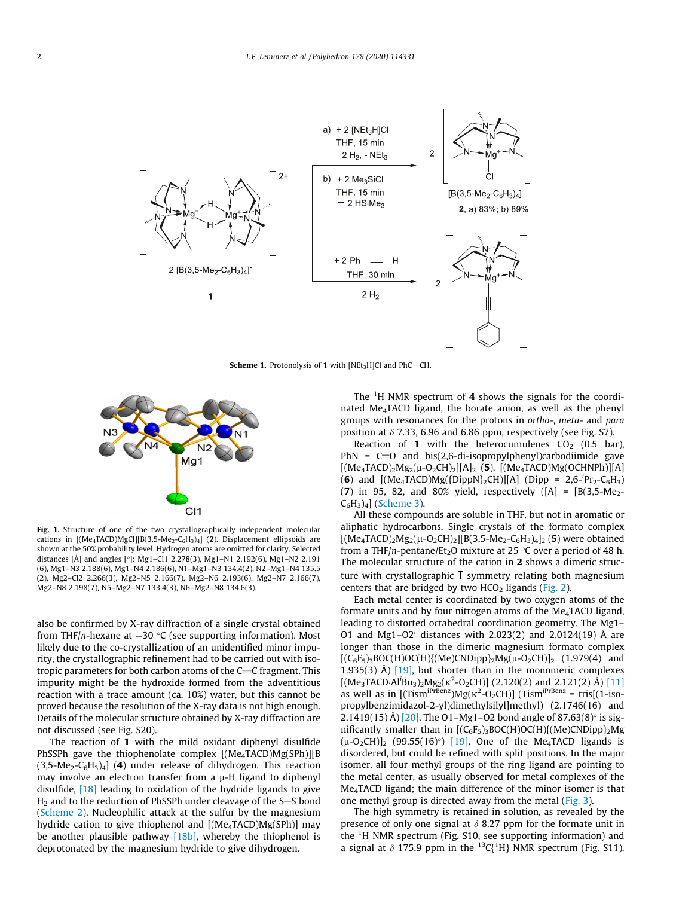**Scheme 1.** Protonolysis of **1** with $[NEt_3H]Cl$ and PhC≡CH.

**Fig. 1.** Structure of one of the two crystallographically independent molecular cations in $[(Me_4TACD)MgCl][B(3,5\text{-}Me_2\text{-}C_6H_3)_4]$ (**2**). Displacement ellipsoids are shown at the 50% probability level. Hydrogen atoms are omitted for clarity. Selected distances [Å] and angles [°]: Mg1–Cl1 2.278(3), Mg1–N1 2.192(6), Mg1–N2 2.191(6), Mg1–N3 2.188(6), Mg1–N4 2.186(6), N1–Mg1–N3 134.4(2), N2–Mg1–N4 135.5(2), Mg2–Cl2 2.266(3), Mg2–N5 2.166(7), Mg2–N6 2.193(6), Mg2–N7 2.166(7), Mg2–N8 2.198(7), N5–Mg2–N7 133.4(3), N6–Mg2–N8 134.6(3).

also be confirmed by X-ray diffraction of a single crystal obtained from THF/*n*-hexane at −30 °C (see supporting information). Most likely due to the co-crystallization of an unidentified minor impurity, the crystallographic refinement had to be carried out with isotropic parameters for both carbon atoms of the C≡C fragment. This impurity might be the hydroxide formed from the adventitious reaction with a trace amount (ca. 10%) water, but this cannot be proved because the resolution of the X-ray data is not high enough. Details of the molecular structure obtained by X-ray diffraction are not discussed (see Fig. S20).

The reaction of **1** with the mild oxidant diphenyl disulfide PhSSPh gave the thiophenolate complex $[(Me_4TACD)Mg(SPh)][B(3,5\text{-}Me_2\text{-}C_6H_3)_4]$ (**4**) under release of dihydrogen. This reaction may involve an electron transfer from a μ-H ligand to diphenyl disulfide, [18] leading to oxidation of the hydride ligands to give $H_2$ and to the reduction of PhSSPh under cleavage of the S–S bond (Scheme 2). Nucleophilic attack at the sulfur by the magnesium hydride cation to give thiophenol and $[(Me_4TACD)Mg(SPh)]$ may be another plausible pathway [18b], whereby the thiophenol is deprotonated by the magnesium hydride to give dihydrogen.

The $^1H$ NMR spectrum of **4** shows the signals for the coordinated $Me_4TACD$ ligand, the borate anion, as well as the phenyl groups with resonances for the protons in *ortho*-, *meta*- and *para* position at δ 7.33, 6.96 and 6.86 ppm, respectively (see Fig. S7).

Reaction of **1** with the heterocumulenes $CO_2$ (0.5 bar), PhN = C=O and bis(2,6-di-isopropylphenyl)carbodiimide gave $[(Me_4TACD)_2Mg_2(\mu\text{-}O_2CH)_2][A]_2$ (**5**), $[(Me_4TACD)Mg(OCHNPh)][A]$ (**6**) and $[(Me_4TACD)Mg(\{DippN\}_2CH)][A]$ (Dipp = 2,6-$^iPr_2$-$C_6H_3$) (**7**) in 95, 82, and 80% yield, respectively ([A] = $[B(3,5\text{-}Me_2\text{-}C_6H_3)_4]$ (Scheme 3).

All these compounds are soluble in THF, but not in aromatic or aliphatic hydrocarbons. Single crystals of the formato complex $[(Me_4TACD)_2Mg_2(\mu\text{-}O_2CH)_2][B(3,5\text{-}Me_2\text{-}C_6H_3)_4]_2$ (**5**) were obtained from a THF/*n*-pentane/$Et_2O$ mixture at 25 °C over a period of 48 h. The molecular structure of the cation in **2** shows a dimeric structure with crystallographic $\bar{1}$ symmetry relating both magnesium centers that are bridged by two $HCO_2$ ligands (Fig. 2).

Each metal center is coordinated by two oxygen atoms of the formate units and by four nitrogen atoms of the $Me_4TACD$ ligand, leading to distorted octahedral coordination geometry. The Mg1–O1 and Mg1–O2′ distances with 2.023(2) and 2.0124(19) Å are longer than those in the dimeric magnesium formato complex $[(C_6F_5)_3BOC(H)OC(H)\{(Me)CNDipp\}_2Mg(\mu\text{-}O_2CH)]_2$ (1.979(4) and 1.935(3) Å) [19], but shorter than in the monomeric complexes $[(Me_3TACD{\cdot}Al^iBu_3)_2Mg_2(\kappa^2\text{-}O_2CH)]$ (2.120(2) and 2.121(2) Å) [11] as well as in $[(Tism^{iPrBenz})Mg(\kappa^2\text{-}O_2CH)]$ ($Tism^{iPrBenz}$ = tris[(1-isopropylbenzimidazol-2-yl)dimethylsilyl]methyl) (2.1746(16) and 2.1419(15) Å) [20]. The O1–Mg1–O2 bond angle of 87.63(8)° is significantly smaller than in $[(C_6F_5)_3BOC(H)OC(H)\{(Me)CNDipp\}_2Mg(\mu\text{-}O_2CH)]_2$ (99.55(16)°) [19]. One of the $Me_4TACD$ ligands is disordered, but could be refined with split positions. In the major isomer, all four methyl groups of the ring ligand are pointing to the metal center, as usually observed for metal complexes of the $Me_4TACD$ ligand; the main difference of the minor isomer is that one methyl group is directed away from the metal (Fig. 3).

The high symmetry is retained in solution, as revealed by the presence of only one signal at δ 8.27 ppm for the formate unit in the $^1H$ NMR spectrum (Fig. S10, see supporting information) and a signal at δ 175.9 ppm in the $^{13}C\{^1H\}$ NMR spectrum (Fig. S11).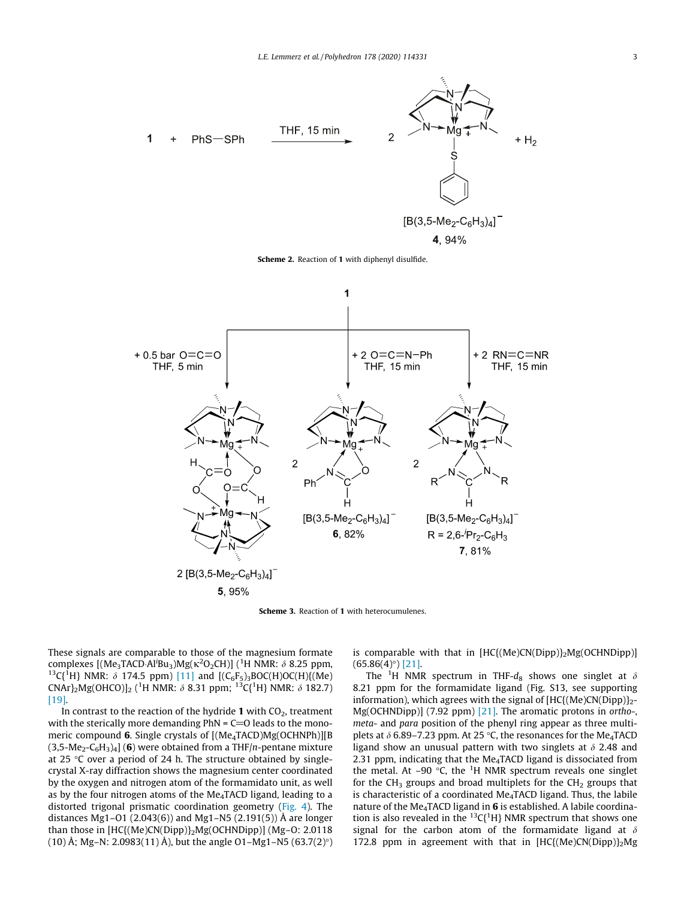**Scheme 2.** Reaction of **1** with diphenyl disulfide.

**Scheme 3.** Reaction of **1** with heterocumulenes.

These signals are comparable to those of the magnesium formate complexes [(Me$_3$TACD·Al$^i$Bu$_3$)Mg(κ$^2$O$_2$CH)] ($^1$H NMR: δ 8.25 ppm, $^{13}$C{$^1$H} NMR: δ 174.5 ppm) [11] and [(C$_6$F$_5$)$_3$BOC(H)OC(H){(Me)CNAr}$_2$Mg(OHCO)]$_2$ ($^1$H NMR: δ 8.31 ppm; $^{13}$C{$^1$H} NMR: δ 182.7) [19].

In contrast to the reaction of the hydride **1** with $CO_2$, treatment with the sterically more demanding PhN = C=O leads to the monomeric compound **6**. Single crystals of [(Me$_4$TACD)Mg(OCHNPh)][B(3,5-Me$_2$-C$_6$H$_3$)$_4$] (**6**) were obtained from a THF/*n*-pentane mixture at 25 °C over a period of 24 h. The structure obtained by single-crystal X-ray diffraction shows the magnesium center coordinated by the oxygen and nitrogen atom of the formamidato unit, as well as by the four nitrogen atoms of the Me$_4$TACD ligand, leading to a distorted trigonal prismatic coordination geometry (Fig. 4). The distances Mg1–O1 (2.043(6)) and Mg1–N5 (2.191(5)) Å are longer than those in [HC{(Me)CN(Dipp)}$_2$Mg(OCHNDipp)] (Mg–O: 2.0118 (10) Å; Mg–N: 2.0983(11) Å), but the angle O1–Mg1–N5 (63.7(2)°) is comparable with that in [HC{(Me)CN(Dipp)}$_2$Mg(OCHNDipp)] (65.86(4)°) [21].

The $^1$H NMR spectrum in THF-*d*$_8$ shows one singlet at δ 8.21 ppm for the formamidate ligand (Fig. S13, see supporting information), which agrees with the signal of [HC{(Me)CN(Dipp)}$_2$-Mg(OCHNDipp)] (7.92 ppm) [21]. The aromatic protons in *ortho*-, *meta*- and *para* position of the phenyl ring appear as three multiplets at δ 6.89–7.23 ppm. At 25 °C, the resonances for the Me$_4$TACD ligand show an unusual pattern with two singlets at δ 2.48 and 2.31 ppm, indicating that the Me$_4$TACD ligand is dissociated from the metal. At −90 °C, the $^1$H NMR spectrum reveals one singlet for the CH$_3$ groups and broad multiplets for the CH$_2$ groups that is characteristic of a coordinated Me$_4$TACD ligand. Thus, the labile nature of the Me$_4$TACD ligand in **6** is established. A labile coordination is also revealed in the $^{13}$C{$^1$H} NMR spectrum that shows one signal for the carbon atom of the formamidate ligand at δ 172.8 ppm in agreement with that in [HC{(Me)CN(Dipp)}$_2$Mg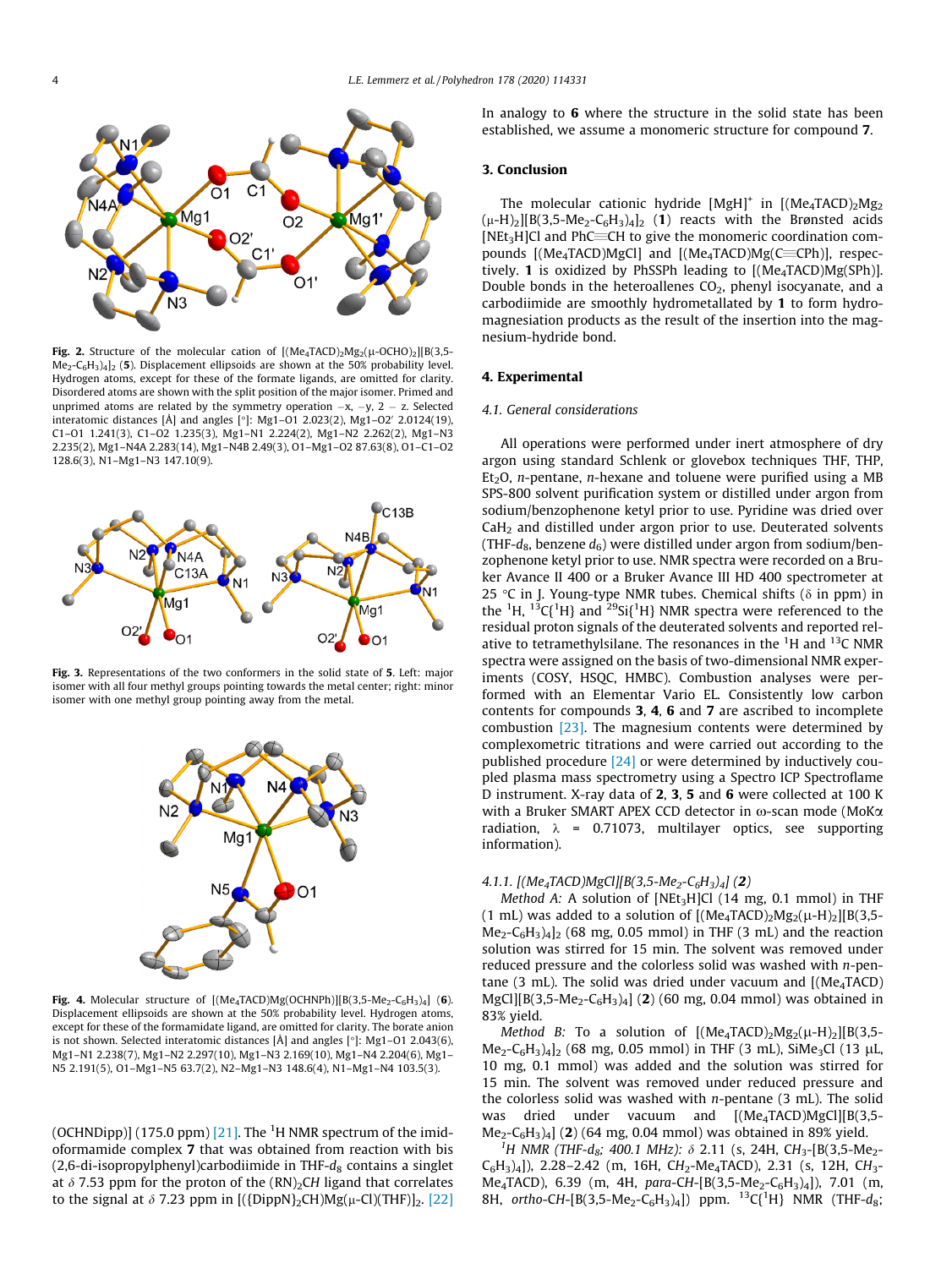Fig. 2. Structure of the molecular cation of $[(Me_4TACD)_2Mg_2(\mu\text{-}OCHO)_2][B(3,5\text{-}Me_2\text{-}C_6H_3)_4]_2$ (**5**). Displacement ellipsoids are shown at the 50% probability level. Hydrogen atoms, except for these of the formate ligands, are omitted for clarity. Disordered atoms are shown with the split position of the major isomer. Primed and unprimed atoms are related by the symmetry operation −x, −y, 2 − z. Selected interatomic distances [Å] and angles [°]: Mg1–O1 2.023(2), Mg1–O2′ 2.0124(19), C1–O1 1.241(3), C1–O2 1.235(3), Mg1–N1 2.224(2), Mg1–N2 2.262(2), Mg1–N3 2.235(2), Mg1–N4A 2.283(14), Mg1–N4B 2.49(3), O1–Mg1–O2 87.63(8), O1–C1–O2 128.6(3), N1–Mg1–N3 147.10(9).

Fig. 3. Representations of the two conformers in the solid state of **5**. Left: major isomer with all four methyl groups pointing towards the metal center; right: minor isomer with one methyl group pointing away from the metal.

Fig. 4. Molecular structure of $[(Me_4TACD)Mg(OCHNPh)][B(3,5\text{-}Me_2\text{-}C_6H_3)_4]$ (**6**). Displacement ellipsoids are shown at the 50% probability level. Hydrogen atoms, except for these of the formamidate ligand, are omitted for clarity. The borate anion is not shown. Selected interatomic distances [Å] and angles [°]: Mg1–O1 2.043(6), Mg1–N1 2.238(7), Mg1–N2 2.297(10), Mg1–N3 2.169(10), Mg1–N4 2.204(6), Mg1–N5 2.191(5), O1–Mg1–N5 63.7(2), N2–Mg1–N3 148.6(4), N1–Mg1–N4 103.5(3).

(OCHNDipp)] (175.0 ppm) [21]. The $^1$H NMR spectrum of the imidoformamide complex **7** that was obtained from reaction with bis(2,6-di-isopropylphenyl)carbodiimide in THF-$d_8$ contains a singlet at δ 7.53 ppm for the proton of the $(RN)_2CH$ ligand that correlates to the signal at δ 7.23 ppm in $[(\{DippN\}_2CH)Mg(\mu\text{-}Cl)(THF)]_2$. [22] In analogy to **6** where the structure in the solid state has been established, we assume a monomeric structure for compound **7**.

## 3. Conclusion

The molecular cationic hydride $[MgH]^+$ in $[(Me_4TACD)_2Mg_2(\mu\text{-}H)_2][B(3,5\text{-}Me_2\text{-}C_6H_3)_4]_2$ (**1**) reacts with the Brønsted acids $[NEt_3H]Cl$ and PhC≡CH to give the monomeric coordination compounds $[(Me_4TACD)MgCl]$ and $[(Me_4TACD)Mg(C{\equiv}CPh)]$, respectively. **1** is oxidized by PhSSPh leading to $[(Me_4TACD)Mg(SPh)]$. Double bonds in the heteroallenes $CO_2$, phenyl isocyanate, and a carbodiimide are smoothly hydrometallated by **1** to form hydromagnesiation products as the result of the insertion into the magnesium-hydride bond.

## 4. Experimental

### 4.1. General considerations

All operations were performed under inert atmosphere of dry argon using standard Schlenk or glovebox techniques THF, THP, $Et_2O$, *n*-pentane, *n*-hexane and toluene were purified using a MB SPS-800 solvent purification system or distilled under argon from sodium/benzophenone ketyl prior to use. Pyridine was dried over $CaH_2$ and distilled under argon prior to use. Deuterated solvents (THF-$d_8$, benzene $d_6$) were distilled under argon from sodium/benzophenone ketyl prior to use. NMR spectra were recorded on a Bruker Avance II 400 or a Bruker Avance III HD 400 spectrometer at 25 °C in J. Young-type NMR tubes. Chemical shifts (δ in ppm) in the $^1$H, $^{13}$C{$^1$H} and $^{29}$Si{$^1$H} NMR spectra were referenced to the residual proton signals of the deuterated solvents and reported relative to tetramethylsilane. The resonances in the $^1$H and $^{13}$C NMR spectra were assigned on the basis of two-dimensional NMR experiments (COSY, HSQC, HMBC). Combustion analyses were performed with an Elementar Vario EL. Consistently low carbon contents for compounds **3**, **4**, **6** and **7** are ascribed to incomplete combustion [23]. The magnesium contents were determined by complexometric titrations and were carried out according to the published procedure [24] or were determined by inductively coupled plasma mass spectrometry using a Spectro ICP Spectroflame D instrument. X-ray data of **2**, **3**, **5** and **6** were collected at 100 K with a Bruker SMART APEX CCD detector in ω-scan mode (MoKα radiation, λ = 0.71073, multilayer optics, see supporting information).

#### 4.1.1. $[(Me_4TACD)MgCl][B(3,5\text{-}Me_2\text{-}C_6H_3)_4]$ (2)

*Method A:* A solution of $[NEt_3H]Cl$ (14 mg, 0.1 mmol) in THF (1 mL) was added to a solution of $[(Me_4TACD)_2Mg_2(\mu\text{-}H)_2][B(3,5\text{-}Me_2\text{-}C_6H_3)_4]_2$ (68 mg, 0.05 mmol) in THF (3 mL) and the reaction solution was stirred for 15 min. The solvent was removed under reduced pressure and the colorless solid was washed with *n*-pentane (3 mL). The solid was dried under vacuum and $[(Me_4TACD)MgCl][B(3,5\text{-}Me_2\text{-}C_6H_3)_4]$ (**2**) (60 mg, 0.04 mmol) was obtained in 83% yield.

*Method B:* To a solution of $[(Me_4TACD)_2Mg_2(\mu\text{-}H)_2][B(3,5\text{-}Me_2\text{-}C_6H_3)_4]_2$ (68 mg, 0.05 mmol) in THF (3 mL), $SiMe_3Cl$ (13 µL, 10 mg, 0.1 mmol) was added and the solution was stirred for 15 min. The solvent was removed under reduced pressure and the colorless solid was washed with *n*-pentane (3 mL). The solid was dried under vacuum and $[(Me_4TACD)MgCl][B(3,5\text{-}Me_2\text{-}C_6H_3)_4]$ (**2**) (64 mg, 0.04 mmol) was obtained in 89% yield.

*$^1$H NMR (THF-$d_8$; 400.1 MHz):* δ 2.11 (s, 24H, $CH_3$-[B(3,5-$Me_2$-$C_6H_3$)$_4$]), 2.28–2.42 (m, 16H, $CH_2$-$Me_4$TACD), 2.31 (s, 12H, $CH_3$-$Me_4$TACD), 6.39 (m, 4H, *para*-CH-[B(3,5-$Me_2$-$C_6H_3$)$_4$]), 7.01 (m, 8H, *ortho*-CH-[B(3,5-$Me_2$-$C_6H_3$)$_4$]) ppm. $^{13}$C{$^1$H} NMR (THF-$d_8$;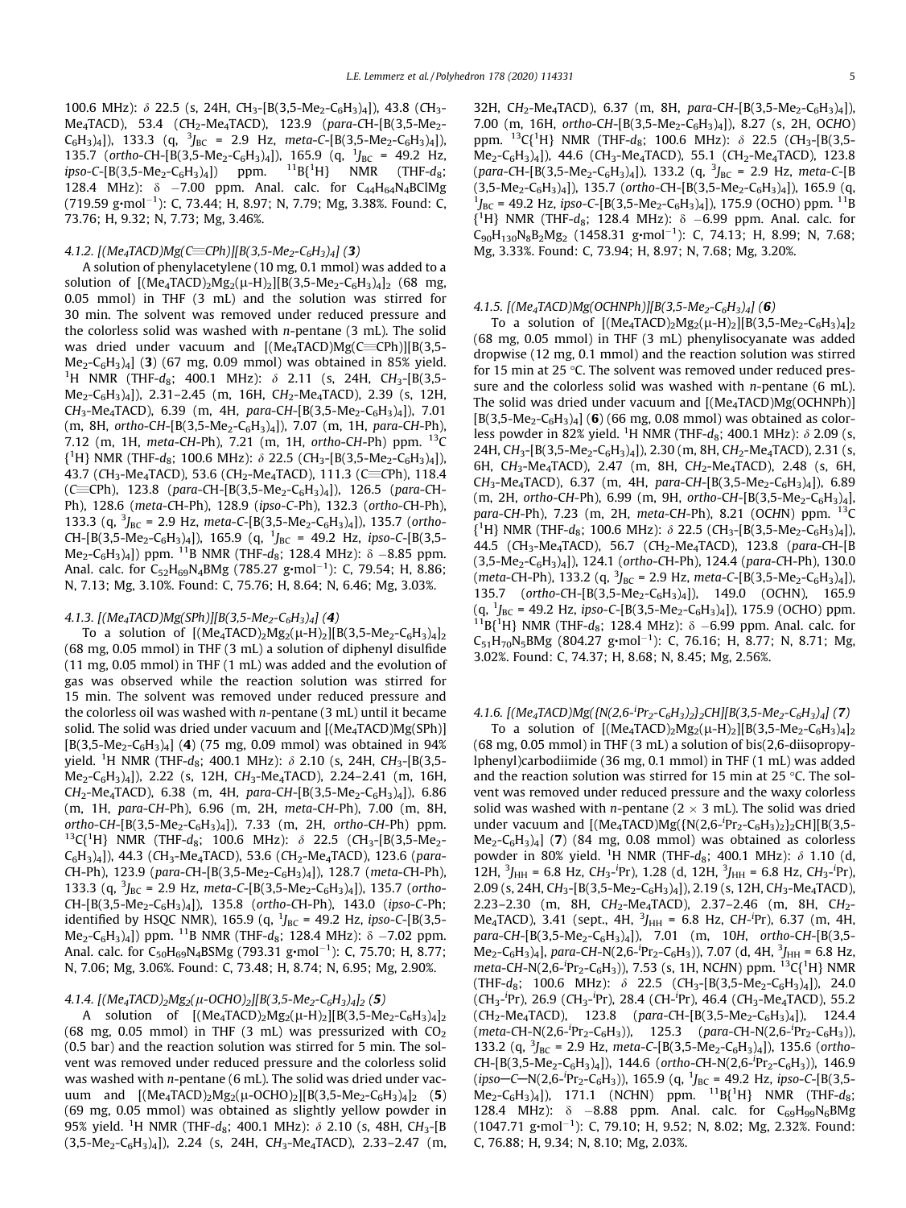100.6 MHz): δ 22.5 (s, 24H, $CH_3$-[B(3,5-$Me_2$-$C_6H_3$)$_4$]), 43.8 ($CH_3$-$Me_4$TACD), 53.4 ($CH_2$-$Me_4$TACD), 123.9 (*para*-CH-[B(3,5-$Me_2$-$C_6H_3$)$_4$]), 133.3 (q, $^3J_{BC}$ = 2.9 Hz, *meta*-C-[B(3,5-$Me_2$-$C_6H_3$)$_4$]), 135.7 (*ortho*-CH-[B(3,5-$Me_2$-$C_6H_3$)$_4$]), 165.9 (q, $^1J_{BC}$ = 49.2 Hz, *ipso*-C-[B(3,5-$Me_2$-$C_6H_3$)$_4$]) ppm. $^{11}B\{^1H\}$ NMR (THF-$d_8$; 128.4 MHz): δ −7.00 ppm. Anal. calc. for $C_{44}H_{64}N_4BClMg$ (719.59 g·mol$^{-1}$): C, 73.44; H, 8.97; N, 7.79; Mg, 3.38%. Found: C, 73.76; H, 9.32; N, 7.73; Mg, 3.46%.

#### 4.1.2. [($Me_4$TACD)Mg(C≡CPh)][B(3,5-$Me_2$-$C_6H_3$)$_4$] (**3**)

A solution of phenylacetylene (10 mg, 0.1 mmol) was added to a solution of [($Me_4$TACD)$_2$$Mg_2$(μ-H)$_2$][B(3,5-$Me_2$-$C_6H_3$)$_4$]$_2$ (68 mg, 0.05 mmol) in THF (3 mL) and the solution was stirred for 30 min. The solvent was removed under reduced pressure and the colorless solid was washed with *n*-pentane (3 mL). The solid was dried under vacuum and [($Me_4$TACD)Mg(C≡CPh)][B(3,5-$Me_2$-$C_6H_3$)$_4$] (**3**) (67 mg, 0.09 mmol) was obtained in 85% yield. $^1H$ NMR (THF-$d_8$; 400.1 MHz): δ 2.11 (s, 24H, $CH_3$-[B(3,5-$Me_2$-$C_6H_3$)$_4$]), 2.31–2.45 (m, 16H, $CH_2$-$Me_4$TACD), 2.39 (s, 12H, $CH_3$-$Me_4$TACD), 6.39 (m, 4H, *para*-CH-[B(3,5-$Me_2$-$C_6H_3$)$_4$]), 7.01 (m, 8H, *ortho*-CH-[B(3,5-$Me_2$-$C_6H_3$)$_4$]), 7.07 (m, 1H, *para*-CH-Ph), 7.12 (m, 1H, *meta*-CH-Ph), 7.21 (m, 1H, *ortho*-CH-Ph) ppm. $^{13}C\{^1H\}$ NMR (THF-$d_8$; 100.6 MHz): δ 22.5 ($CH_3$-[B(3,5-$Me_2$-$C_6H_3$)$_4$]), 43.7 ($CH_3$-$Me_4$TACD), 53.6 ($CH_2$-$Me_4$TACD), 111.3 (C≡CPh), 118.4 (C≡CPh), 123.8 (*para*-CH-[B(3,5-$Me_2$-$C_6H_3$)$_4$]), 126.5 (*para*-CH-Ph), 128.6 (*meta*-CH-Ph), 128.9 (*ipso*-C-Ph), 132.3 (*ortho*-CH-Ph), 133.3 (q, $^3J_{BC}$ = 2.9 Hz, *meta*-C-[B(3,5-$Me_2$-$C_6H_3$)$_4$]), 135.7 (*ortho*-CH-[B(3,5-$Me_2$-$C_6H_3$)$_4$]), 165.9 (q, $^1J_{BC}$ = 49.2 Hz, *ipso*-C-[B(3,5-$Me_2$-$C_6H_3$)$_4$]) ppm. $^{11}B$ NMR (THF-$d_8$; 128.4 MHz): δ −8.85 ppm. Anal. calc. for $C_{52}H_{69}N_4BMg$ (785.27 g·mol$^{-1}$): C, 79.54; H, 8.86; N, 7.13; Mg, 3.10%. Found: C, 75.76; H, 8.64; N, 6.46; Mg, 3.03%.

#### 4.1.3. [($Me_4$TACD)Mg(SPh)][B(3,5-$Me_2$-$C_6H_3$)$_4$] (**4**)

To a solution of [($Me_4$TACD)$_2$$Mg_2$(μ-H)$_2$][B(3,5-$Me_2$-$C_6H_3$)$_4$]$_2$ (68 mg, 0.05 mmol) in THF (3 mL) a solution of diphenyl disulfide (11 mg, 0.05 mmol) in THF (1 mL) was added and the evolution of gas was observed while the reaction solution was stirred for 15 min. The solvent was removed under reduced pressure and the colorless oil was washed with *n*-pentane (3 mL) until it became solid. The solid was dried under vacuum and [($Me_4$TACD)Mg(SPh)][B(3,5-$Me_2$-$C_6H_3$)$_4$] (**4**) (75 mg, 0.09 mmol) was obtained in 94% yield. $^1H$ NMR (THF-$d_8$; 400.1 MHz): δ 2.10 (s, 24H, $CH_3$-[B(3,5-$Me_2$-$C_6H_3$)$_4$]), 2.22 (s, 12H, $CH_3$-$Me_4$TACD), 2.24–2.41 (m, 16H, $CH_2$-$Me_4$TACD), 6.38 (m, 4H, *para*-CH-[B(3,5-$Me_2$-$C_6H_3$)$_4$]), 6.86 (m, 1H, *para*-CH-Ph), 6.96 (m, 2H, *meta*-CH-Ph), 7.00 (m, 8H, *ortho*-CH-[B(3,5-$Me_2$-$C_6H_3$)$_4$]), 7.33 (m, 2H, *ortho*-CH-Ph) ppm. $^{13}C\{^1H\}$ NMR (THF-$d_8$; 100.6 MHz): δ 22.5 ($CH_3$-[B(3,5-$Me_2$-$C_6H_3$)$_4$]), 44.3 ($CH_3$-$Me_4$TACD), 53.6 ($CH_2$-$Me_4$TACD), 123.6 (*para*-CH-Ph), 123.9 (*para*-CH-[B(3,5-$Me_2$-$C_6H_3$)$_4$]), 128.7 (*meta*-CH-Ph), 133.3 (q, $^3J_{BC}$ = 2.9 Hz, *meta*-C-[B(3,5-$Me_2$-$C_6H_3$)$_4$]), 135.7 (*ortho*-CH-[B(3,5-$Me_2$-$C_6H_3$)$_4$]), 135.8 (*ortho*-CH-Ph), 143.0 (*ipso*-C-Ph; identified by HSQC NMR), 165.9 (q, $^1J_{BC}$ = 49.2 Hz, *ipso*-C-[B(3,5-$Me_2$-$C_6H_3$)$_4$]) ppm. $^{11}B$ NMR (THF-$d_8$; 128.4 MHz): δ −7.02 ppm. Anal. calc. for $C_{50}H_{69}N_4BSMg$ (793.31 g·mol$^{-1}$): C, 75.70; H, 8.77; N, 7.06; Mg, 3.06%. Found: C, 73.48; H, 8.74; N, 6.95; Mg, 2.90%.

#### 4.1.4. [($Me_4$TACD)$_2$$Mg_2$(μ-OCHO)$_2$][B(3,5-$Me_2$-$C_6H_3$)$_4$]$_2$ (**5**)

A solution of [($Me_4$TACD)$_2$$Mg_2$(μ-H)$_2$][B(3,5-$Me_2$-$C_6H_3$)$_4$]$_2$ (68 mg, 0.05 mmol) in THF (3 mL) was pressurized with $CO_2$ (0.5 bar) and the reaction solution was stirred for 5 min. The solvent was removed under reduced pressure and the colorless solid was washed with *n*-pentane (6 mL). The solid was dried under vacuum and [($Me_4$TACD)$_2$$Mg_2$(μ-OCHO)$_2$][B(3,5-$Me_2$-$C_6H_3$)$_4$]$_2$ (**5**) (69 mg, 0.05 mmol) was obtained as slightly yellow powder in 95% yield. $^1H$ NMR (THF-$d_8$; 400.1 MHz): δ 2.10 (s, 48H, $CH_3$-[B(3,5-$Me_2$-$C_6H_3$)$_4$]), 2.24 (s, 24H, $CH_3$-$Me_4$TACD), 2.33–2.47 (m, 32H, $CH_2$-$Me_4$TACD), 6.37 (m, 8H, *para*-CH-[B(3,5-$Me_2$-$C_6H_3$)$_4$]), 7.00 (m, 16H, *ortho*-CH-[B(3,5-$Me_2$-$C_6H_3$)$_4$]), 8.27 (s, 2H, OCHO) ppm. $^{13}C\{^1H\}$ NMR (THF-$d_8$; 100.6 MHz): δ 22.5 ($CH_3$-[B(3,5-$Me_2$-$C_6H_3$)$_4$]), 44.6 ($CH_3$-$Me_4$TACD), 55.1 ($CH_2$-$Me_4$TACD), 123.8 (*para*-CH-[B(3,5-$Me_2$-$C_6H_3$)$_4$]), 133.2 (q, $^3J_{BC}$ = 2.9 Hz, *meta*-C-[B(3,5-$Me_2$-$C_6H_3$)$_4$]), 135.7 (*ortho*-CH-[B(3,5-$Me_2$-$C_6H_3$)$_4$]), 165.9 (q, $^1J_{BC}$ = 49.2 Hz, *ipso*-C-[B(3,5-$Me_2$-$C_6H_3$)$_4$]), 175.9 (OCHO) ppm. $^{11}B\{^1H\}$ NMR (THF-$d_8$; 128.4 MHz): δ −6.99 ppm. Anal. calc. for $C_{90}H_{130}N_8B_2Mg_2$ (1458.31 g·mol$^{-1}$): C, 74.13; H, 8.99; N, 7.68; Mg, 3.33%. Found: C, 73.94; H, 8.97; N, 7.68; Mg, 3.20%.

#### 4.1.5. [($Me_4$TACD)Mg(OCHNPh)][B(3,5-$Me_2$-$C_6H_3$)$_4$] (**6**)

To a solution of [($Me_4$TACD)$_2$$Mg_2$(μ-H)$_2$][B(3,5-$Me_2$-$C_6H_3$)$_4$]$_2$ (68 mg, 0.05 mmol) in THF (3 mL) phenylisocyanate was added dropwise (12 mg, 0.1 mmol) and the reaction solution was stirred for 15 min at 25 °C. The solvent was removed under reduced pressure and the colorless solid was washed with *n*-pentane (6 mL). The solid was dried under vacuum and [($Me_4$TACD)Mg(OCHNPh)][B(3,5-$Me_2$-$C_6H_3$)$_4$] (**6**) (66 mg, 0.08 mmol) was obtained as colorless powder in 82% yield. $^1H$ NMR (THF-$d_8$; 400.1 MHz): δ 2.09 (s, 24H, $CH_3$-[B(3,5-$Me_2$-$C_6H_3$)$_4$]), 2.30 (m, 8H, $CH_2$-$Me_4$TACD), 2.31 (s, 6H, $CH_3$-$Me_4$TACD), 2.47 (m, 8H, $CH_2$-$Me_4$TACD), 2.48 (s, 6H, $CH_3$-$Me_4$TACD), 6.37 (m, 4H, *para*-CH-[B(3,5-$Me_2$-$C_6H_3$)$_4$]), 6.89 (m, 2H, *ortho*-CH-Ph), 6.99 (m, 9H, *ortho*-CH-[B(3,5-$Me_2$-$C_6H_3$)$_4$], *para*-CH-Ph), 7.23 (m, 2H, *meta*-CH-Ph), 8.21 (OCHN) ppm. $^{13}C\{^1H\}$ NMR (THF-$d_8$; 100.6 MHz): δ 22.5 ($CH_3$-[B(3,5-$Me_2$-$C_6H_3$)$_4$]), 44.5 ($CH_3$-$Me_4$TACD), 56.7 ($CH_2$-$Me_4$TACD), 123.8 (*para*-CH-[B(3,5-$Me_2$-$C_6H_3$)$_4$]), 124.1 (*ortho*-CH-Ph), 124.4 (*para*-CH-Ph), 130.0 (*meta*-CH-Ph), 133.2 (q, $^3J_{BC}$ = 2.9 Hz, *meta*-C-[B(3,5-$Me_2$-$C_6H_3$)$_4$]), 135.7 (*ortho*-CH-[B(3,5-$Me_2$-$C_6H_3$)$_4$]), 149.0 (OCHN), 165.9 (q, $^1J_{BC}$ = 49.2 Hz, *ipso*-C-[B(3,5-$Me_2$-$C_6H_3$)$_4$]), 175.9 (OCHO) ppm. $^{11}B\{^1H\}$ NMR (THF-$d_8$; 128.4 MHz): δ −6.99 ppm. Anal. calc. for $C_{51}H_{70}N_5BMg$ (804.27 g·mol$^{-1}$): C, 76.16; H, 8.77; N, 8.71; Mg, 3.02%. Found: C, 74.37; H, 8.68; N, 8.45; Mg, 2.56%.

#### 4.1.6. [($Me_4$TACD)Mg({N(2,6-$^i$$Pr_2$-$C_6H_3$)}$_2$CH][B(3,5-$Me_2$-$C_6H_3$)$_4$] (**7**)

To a solution of [($Me_4$TACD)$_2$$Mg_2$(μ-H)$_2$][B(3,5-$Me_2$-$C_6H_3$)$_4$]$_2$ (68 mg, 0.05 mmol) in THF (3 mL) a solution of bis(2,6-diisopropylphenyl)carbodiimide (36 mg, 0.1 mmol) in THF (1 mL) was added and the reaction solution was stirred for 15 min at 25 °C. The solvent was removed under reduced pressure and the waxy colorless solid was washed with *n*-pentane (2 × 3 mL). The solid was dried under vacuum and [($Me_4$TACD)Mg({N(2,6-$^i$$Pr_2$-$C_6H_3$)}$_2$CH][B(3,5-$Me_2$-$C_6H_3$)$_4$] (**7**) (84 mg, 0.08 mmol) was obtained as colorless powder in 80% yield. $^1H$ NMR (THF-$d_8$; 400.1 MHz): δ 1.10 (d, 12H, $^3J_{HH}$ = 6.8 Hz, $CH_3$-$^i$Pr), 1.28 (d, 12H, $^3J_{HH}$ = 6.8 Hz, $CH_3$-$^i$Pr), 2.09 (s, 24H, $CH_3$-[B(3,5-$Me_2$-$C_6H_3$)$_4$]), 2.19 (s, 12H, $CH_3$-$Me_4$TACD), 2.23–2.30 (m, 8H, $CH_2$-$Me_4$TACD), 2.37–2.46 (m, 8H, $CH_2$-$Me_4$TACD), 3.41 (sept., 4H, $^3J_{HH}$ = 6.8 Hz, CH-$^i$Pr), 6.37 (m, 4H, *para*-CH-[B(3,5-$Me_2$-$C_6H_3$)$_4$]), 7.01 (m, 10H, *ortho*-CH-[B(3,5-$Me_2$-$C_6H_3$)$_4$], *para*-CH-N(2,6-$^i$$Pr_2$-$C_6H_3$)), 7.07 (d, 4H, $^3J_{HH}$ = 6.8 Hz, *meta*-CH-N(2,6-$^i$$Pr_2$-$C_6H_3$)), 7.53 (s, 1H, NCHN) ppm. $^{13}C\{^1H\}$ NMR (THF-$d_8$; 100.6 MHz): δ 22.5 ($CH_3$-[B(3,5-$Me_2$-$C_6H_3$)$_4$]), 24.0 ($CH_3$-$^i$Pr), 26.9 ($CH_3$-$^i$Pr), 28.4 (CH-$^i$Pr), 46.4 ($CH_3$-$Me_4$TACD), 55.2 ($CH_2$-$Me_4$TACD), 123.8 (*para*-CH-[B(3,5-$Me_2$-$C_6H_3$)$_4$]), 124.4 (*meta*-CH-N(2,6-$^i$$Pr_2$-$C_6H_3$)), 125.3 (*para*-CH-N(2,6-$^i$$Pr_2$-$C_6H_3$)), 133.2 (q, $^3J_{BC}$ = 2.9 Hz, *meta*-C-[B(3,5-$Me_2$-$C_6H_3$)$_4$]), 135.6 (*ortho*-CH-[B(3,5-$Me_2$-$C_6H_3$)$_4$]), 144.6 (*ortho*-CH-N(2,6-$^i$$Pr_2$-$C_6H_3$)), 146.9 (*ipso*–C–N(2,6-$^i$$Pr_2$-$C_6H_3$)), 165.9 (q, $^1J_{BC}$ = 49.2 Hz, *ipso*-C-[B(3,5-$Me_2$-$C_6H_3$)$_4$]), 171.1 (NCHN) ppm. $^{11}B\{^1H\}$ NMR (THF-$d_8$; 128.4 MHz): δ −8.88 ppm. Anal. calc. for $C_{69}H_{99}N_6BMg$ (1047.71 g·mol$^{-1}$): C, 79.10; H, 9.52; N, 8.02; Mg, 2.32%. Found: C, 76.88; H, 9.34; N, 8.10; Mg, 2.03%.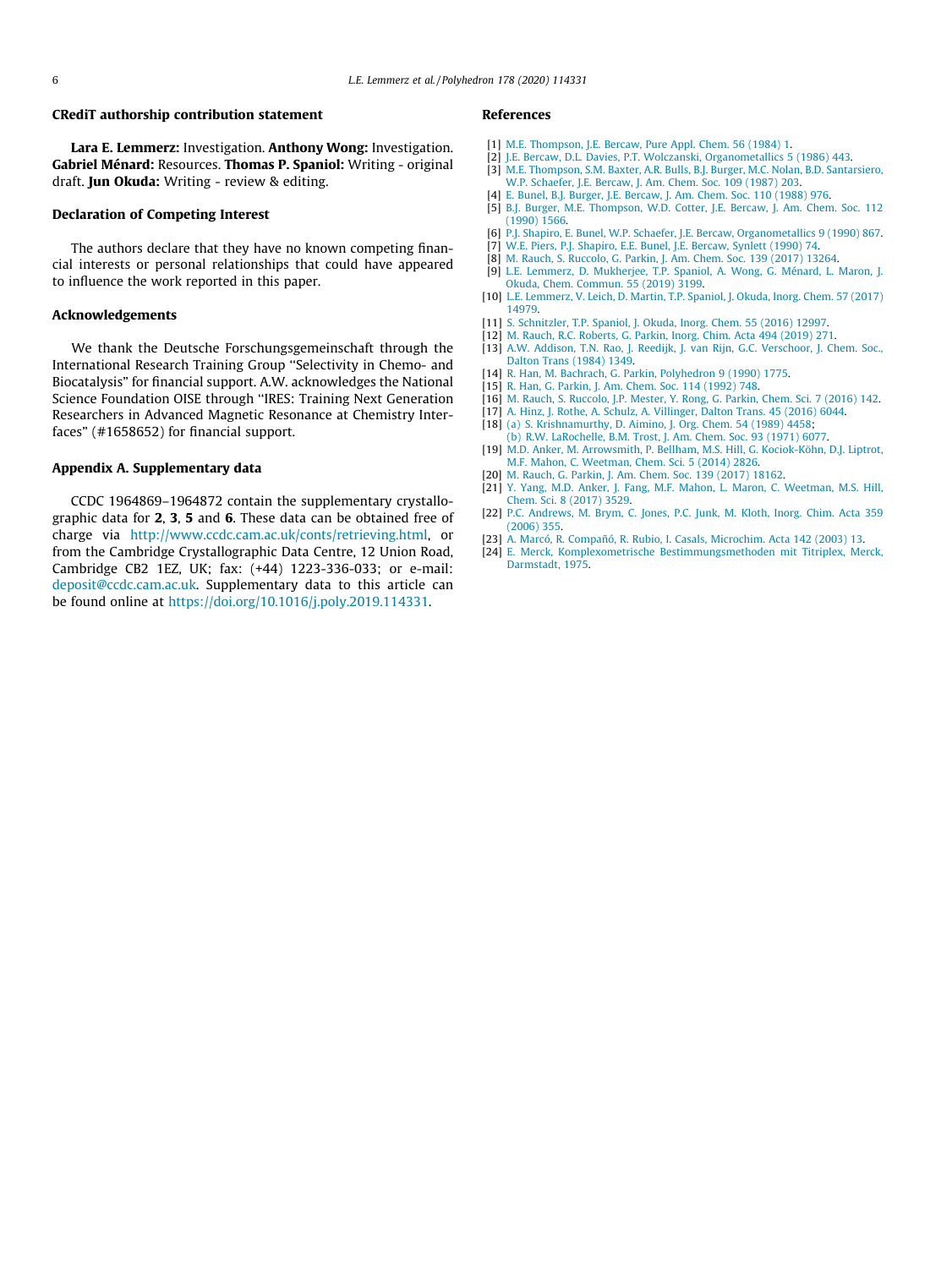## CRediT authorship contribution statement

**Lara E. Lemmerz:** Investigation. **Anthony Wong:** Investigation. **Gabriel Ménard:** Resources. **Thomas P. Spaniol:** Writing - original draft. **Jun Okuda:** Writing - review & editing.

## Declaration of Competing Interest

The authors declare that they have no known competing financial interests or personal relationships that could have appeared to influence the work reported in this paper.

## Acknowledgements

We thank the Deutsche Forschungsgemeinschaft through the International Research Training Group "Selectivity in Chemo- and Biocatalysis" for financial support. A.W. acknowledges the National Science Foundation OISE through "IRES: Training Next Generation Researchers in Advanced Magnetic Resonance at Chemistry Interfaces" (#1658652) for financial support.

## Appendix A. Supplementary data

CCDC 1964869–1964872 contain the supplementary crystallographic data for **2**, **3**, **5** and **6**. These data can be obtained free of charge via http://www.ccdc.cam.ac.uk/conts/retrieving.html, or from the Cambridge Crystallographic Data Centre, 12 Union Road, Cambridge CB2 1EZ, UK; fax: (+44) 1223-336-033; or e-mail: deposit@ccdc.cam.ac.uk. Supplementary data to this article can be found online at https://doi.org/10.1016/j.poly.2019.114331.

## References

[1] M.E. Thompson, J.E. Bercaw, Pure Appl. Chem. 56 (1984) 1.
[2] J.E. Bercaw, D.L. Davies, P.T. Wolczanski, Organometallics 5 (1986) 443.
[3] M.E. Thompson, S.M. Baxter, A.R. Bulls, B.J. Burger, M.C. Nolan, B.D. Santarsiero, W.P. Schaefer, J.E. Bercaw, J. Am. Chem. Soc. 109 (1987) 203.
[4] E. Bunel, B.J. Burger, J.E. Bercaw, J. Am. Chem. Soc. 110 (1988) 976.
[5] B.J. Burger, M.E. Thompson, W.D. Cotter, J.E. Bercaw, J. Am. Chem. Soc. 112 (1990) 1566.
[6] P.J. Shapiro, E. Bunel, W.P. Schaefer, J.E. Bercaw, Organometallics 9 (1990) 867.
[7] W.E. Piers, P.J. Shapiro, E.E. Bunel, J.E. Bercaw, Synlett (1990) 74.
[8] M. Rauch, S. Ruccolo, G. Parkin, J. Am. Chem. Soc. 139 (2017) 13264.
[9] L.E. Lemmerz, D. Mukherjee, T.P. Spaniol, A. Wong, G. Ménard, L. Maron, J. Okuda, Chem. Commun. 55 (2019) 3199.
[10] L.E. Lemmerz, V. Leich, D. Martin, T.P. Spaniol, J. Okuda, Inorg. Chem. 57 (2017) 14979.
[11] S. Schnitzler, T.P. Spaniol, J. Okuda, Inorg. Chem. 55 (2016) 12997.
[12] M. Rauch, R.C. Roberts, G. Parkin, Inorg. Chim. Acta 494 (2019) 271.
[13] A.W. Addison, T.N. Rao, J. Reedijk, J. van Rijn, G.C. Verschoor, J. Chem. Soc., Dalton Trans (1984) 1349.
[14] R. Han, M. Bachrach, G. Parkin, Polyhedron 9 (1990) 1775.
[15] R. Han, G. Parkin, J. Am. Chem. Soc. 114 (1992) 748.
[16] M. Rauch, S. Ruccolo, J.P. Mester, Y. Rong, G. Parkin, Chem. Sci. 7 (2016) 142.
[17] A. Hinz, J. Rothe, A. Schulz, A. Villinger, Dalton Trans. 45 (2016) 6044.
[18] (a) S. Krishnamurthy, D. Aimino, J. Org. Chem. 54 (1989) 4458;
(b) R.W. LaRochelle, B.M. Trost, J. Am. Chem. Soc. 93 (1971) 6077.
[19] M.D. Anker, M. Arrowsmith, P. Bellham, M.S. Hill, G. Kociok-Köhn, D.J. Liptrot, M.F. Mahon, C. Weetman, Chem. Sci. 5 (2014) 2826.
[20] M. Rauch, G. Parkin, J. Am. Chem. Soc. 139 (2017) 18162.
[21] Y. Yang, M.D. Anker, J. Fang, M.F. Mahon, L. Maron, C. Weetman, M.S. Hill, Chem. Sci. 8 (2017) 3529.
[22] P.C. Andrews, M. Brym, C. Jones, P.C. Junk, M. Kloth, Inorg. Chim. Acta 359 (2006) 355.
[23] A. Marcó, R. Compañó, R. Rubio, I. Casals, Microchim. Acta 142 (2003) 13.
[24] E. Merck, Komplexometrische Bestimmungsmethoden mit Titriplex, Merck, Darmstadt, 1975.